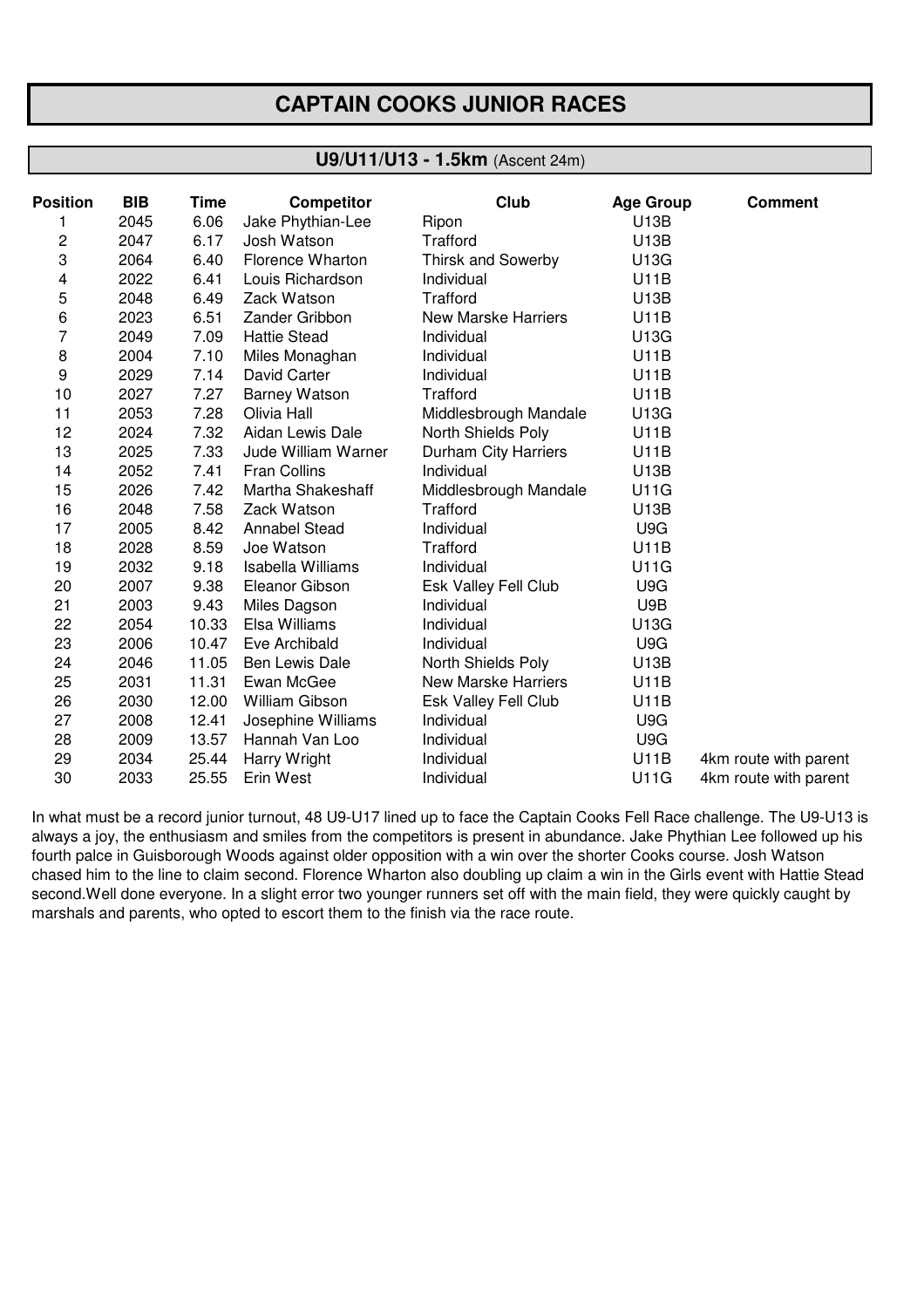# CAPTAIN COOKS JUNIOR RACES

## U9/U11/U13 - 1.5km (Ascent 24m)

| Position | BIB | Time | Competitor | Club | Age Group | Comment |
|---|---|---|---|---|---|---|
| 1 | 2045 | 6.06 | Jake Phythian-Lee | Ripon | U13B | |
| 2 | 2047 | 6.17 | Josh Watson | Trafford | U13B | |
| 3 | 2064 | 6.40 | Florence Wharton | Thirsk and Sowerby | U13G | |
| 4 | 2022 | 6.41 | Louis Richardson | Individual | U11B | |
| 5 | 2048 | 6.49 | Zack Watson | Trafford | U13B | |
| 6 | 2023 | 6.51 | Zander Gribbon | New Marske Harriers | U11B | |
| 7 | 2049 | 7.09 | Hattie Stead | Individual | U13G | |
| 8 | 2004 | 7.10 | Miles Monaghan | Individual | U11B | |
| 9 | 2029 | 7.14 | David Carter | Individual | U11B | |
| 10 | 2027 | 7.27 | Barney Watson | Trafford | U11B | |
| 11 | 2053 | 7.28 | Olivia Hall | Middlesbrough Mandale | U13G | |
| 12 | 2024 | 7.32 | Aidan Lewis Dale | North Shields Poly | U11B | |
| 13 | 2025 | 7.33 | Jude William Warner | Durham City Harriers | U11B | |
| 14 | 2052 | 7.41 | Fran Collins | Individual | U13B | |
| 15 | 2026 | 7.42 | Martha Shakeshaff | Middlesbrough Mandale | U11G | |
| 16 | 2048 | 7.58 | Zack Watson | Trafford | U13B | |
| 17 | 2005 | 8.42 | Annabel Stead | Individual | U9G | |
| 18 | 2028 | 8.59 | Joe Watson | Trafford | U11B | |
| 19 | 2032 | 9.18 | Isabella Williams | Individual | U11G | |
| 20 | 2007 | 9.38 | Eleanor Gibson | Esk Valley Fell Club | U9G | |
| 21 | 2003 | 9.43 | Miles Dagson | Individual | U9B | |
| 22 | 2054 | 10.33 | Elsa Williams | Individual | U13G | |
| 23 | 2006 | 10.47 | Eve Archibald | Individual | U9G | |
| 24 | 2046 | 11.05 | Ben Lewis Dale | North Shields Poly | U13B | |
| 25 | 2031 | 11.31 | Ewan McGee | New Marske Harriers | U11B | |
| 26 | 2030 | 12.00 | William Gibson | Esk Valley Fell Club | U11B | |
| 27 | 2008 | 12.41 | Josephine Williams | Individual | U9G | |
| 28 | 2009 | 13.57 | Hannah Van Loo | Individual | U9G | |
| 29 | 2034 | 25.44 | Harry Wright | Individual | U11B | 4km route with parent |
| 30 | 2033 | 25.55 | Erin West | Individual | U11G | 4km route with parent |

In what must be a record junior turnout, 48 U9-U17 lined up to face the Captain Cooks Fell Race challenge. The U9-U13 is always a joy, the enthusiasm and smiles from the competitors is present in abundance. Jake Phythian Lee followed up his fourth palce in Guisborough Woods against older opposition with a win over the shorter Cooks course. Josh Watson chased him to the line to claim second. Florence Wharton also doubling up claim a win in the Girls event with Hattie Stead second.Well done everyone. In a slight error two younger runners set off with the main field, they were quickly caught by marshals and parents, who opted to escort them to the finish via the race route.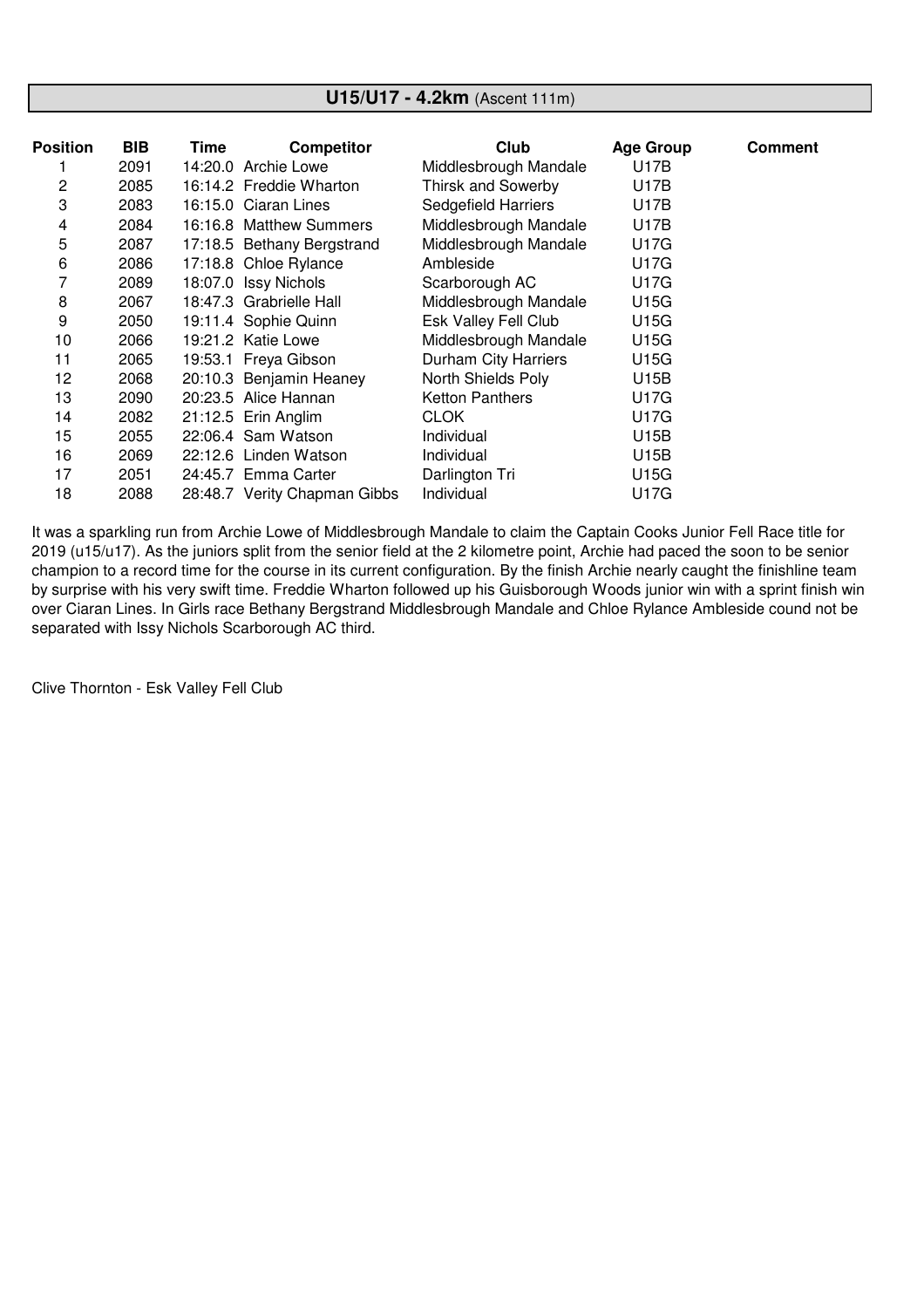## U15/U17 - 4.2km (Ascent 111m)

| Position | BIB | Time | Competitor | Club | Age Group | Comment |
|---|---|---|---|---|---|---|
| 1 | 2091 | 14:20.0 | Archie Lowe | Middlesbrough Mandale | U17B | |
| 2 | 2085 | 16:14.2 | Freddie Wharton | Thirsk and Sowerby | U17B | |
| 3 | 2083 | 16:15.0 | Ciaran Lines | Sedgefield Harriers | U17B | |
| 4 | 2084 | 16:16.8 | Matthew Summers | Middlesbrough Mandale | U17B | |
| 5 | 2087 | 17:18.5 | Bethany Bergstrand | Middlesbrough Mandale | U17G | |
| 6 | 2086 | 17:18.8 | Chloe Rylance | Ambleside | U17G | |
| 7 | 2089 | 18:07.0 | Issy Nichols | Scarborough AC | U17G | |
| 8 | 2067 | 18:47.3 | Grabrielle Hall | Middlesbrough Mandale | U15G | |
| 9 | 2050 | 19:11.4 | Sophie Quinn | Esk Valley Fell Club | U15G | |
| 10 | 2066 | 19:21.2 | Katie Lowe | Middlesbrough Mandale | U15G | |
| 11 | 2065 | 19:53.1 | Freya Gibson | Durham City Harriers | U15G | |
| 12 | 2068 | 20:10.3 | Benjamin Heaney | North Shields Poly | U15B | |
| 13 | 2090 | 20:23.5 | Alice Hannan | Ketton Panthers | U17G | |
| 14 | 2082 | 21:12.5 | Erin Anglim | CLOK | U17G | |
| 15 | 2055 | 22:06.4 | Sam Watson | Individual | U15B | |
| 16 | 2069 | 22:12.6 | Linden Watson | Individual | U15B | |
| 17 | 2051 | 24:45.7 | Emma Carter | Darlington Tri | U15G | |
| 18 | 2088 | 28:48.7 | Verity Chapman Gibbs | Individual | U17G | |

It was a sparkling run from Archie Lowe of Middlesbrough Mandale to claim the Captain Cooks Junior Fell Race title for 2019 (u15/u17). As the juniors split from the senior field at the 2 kilometre point, Archie had paced the soon to be senior champion to a record time for the course in its current configuration. By the finish Archie nearly caught the finishline team by surprise with his very swift time. Freddie Wharton followed up his Guisborough Woods junior win with a sprint finish win over Ciaran Lines. In Girls race Bethany Bergstrand Middlesbrough Mandale and Chloe Rylance Ambleside cound not be separated with Issy Nichols Scarborough AC third.

Clive Thornton - Esk Valley Fell Club